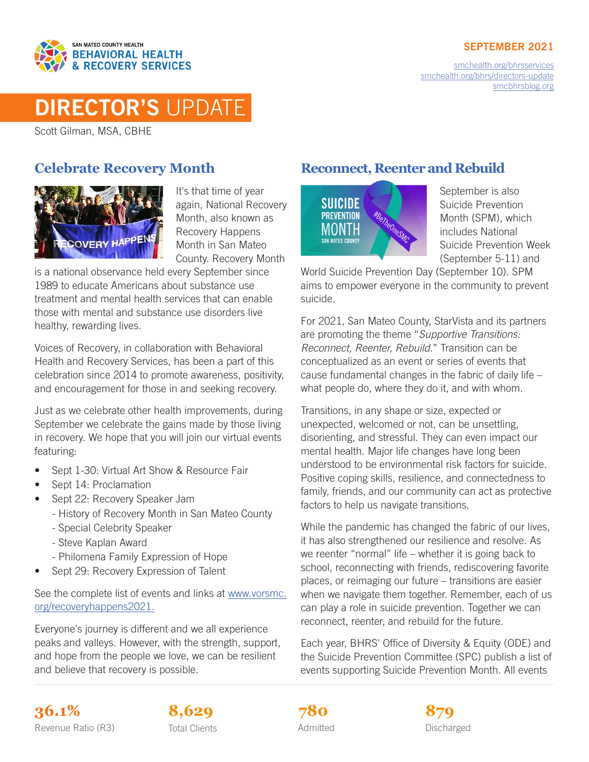SAN MATEO COUNTY HEALTH
BEHAVIORAL HEALTH & RECOVERY SERVICES

SEPTEMBER 2021

smchealth.org/bhrsservices
smchealth.org/bhrs/directors-update
smcbhrsblog.org

# DIRECTOR'S UPDATE

Scott Gilman, MSA, CBHE

## Celebrate Recovery Month

It's that time of year again, National Recovery Month, also known as Recovery Happens Month in San Mateo County. Recovery Month is a national observance held every September since 1989 to educate Americans about substance use treatment and mental health services that can enable those with mental and substance use disorders live healthy, rewarding lives.

Voices of Recovery, in collaboration with Behavioral Health and Recovery Services, has been a part of this celebration since 2014 to promote awareness, positivity, and encouragement for those in and seeking recovery.

Just as we celebrate other health improvements, during September we celebrate the gains made by those living in recovery. We hope that you will join our virtual events featuring:

- Sept 1-30: Virtual Art Show & Resource Fair
- Sept 14: Proclamation
- Sept 22: Recovery Speaker Jam
  - History of Recovery Month in San Mateo County
  - Special Celebrity Speaker
  - Steve Kaplan Award
  - Philomena Family Expression of Hope
- Sept 29: Recovery Expression of Talent

See the complete list of events and links at www.vorsmc.org/recoveryhappens2021.

Everyone's journey is different and we all experience peaks and valleys. However, with the strength, support, and hope from the people we love, we can be resilient and believe that recovery is possible.

## Reconnect, Reenter and Rebuild

September is also Suicide Prevention Month (SPM), which includes National Suicide Prevention Week (September 5-11) and World Suicide Prevention Day (September 10). SPM aims to empower everyone in the community to prevent suicide.

For 2021, San Mateo County, StarVista and its partners are promoting the theme "*Supportive Transitions: Reconnect, Reenter, Rebuild.*" Transition can be conceptualized as an event or series of events that cause fundamental changes in the fabric of daily life – what people do, where they do it, and with whom.

Transitions, in any shape or size, expected or unexpected, welcomed or not, can be unsettling, disorienting, and stressful. They can even impact our mental health. Major life changes have long been understood to be environmental risk factors for suicide. Positive coping skills, resilience, and connectedness to family, friends, and our community can act as protective factors to help us navigate transitions.

While the pandemic has changed the fabric of our lives, it has also strengthened our resilience and resolve. As we reenter "normal" life – whether it is going back to school, reconnecting with friends, rediscovering favorite places, or reimaging our future – transitions are easier when we navigate them together. Remember, each of us can play a role in suicide prevention. Together we can reconnect, reenter, and rebuild for the future.

Each year, BHRS' Office of Diversity & Equity (ODE) and the Suicide Prevention Committee (SPC) publish a list of events supporting Suicide Prevention Month. All events

| 36.1% | 8,629 | 780 | 879 |
|---|---|---|---|
| Revenue Ratio (R3) | Total Clients | Admitted | Discharged |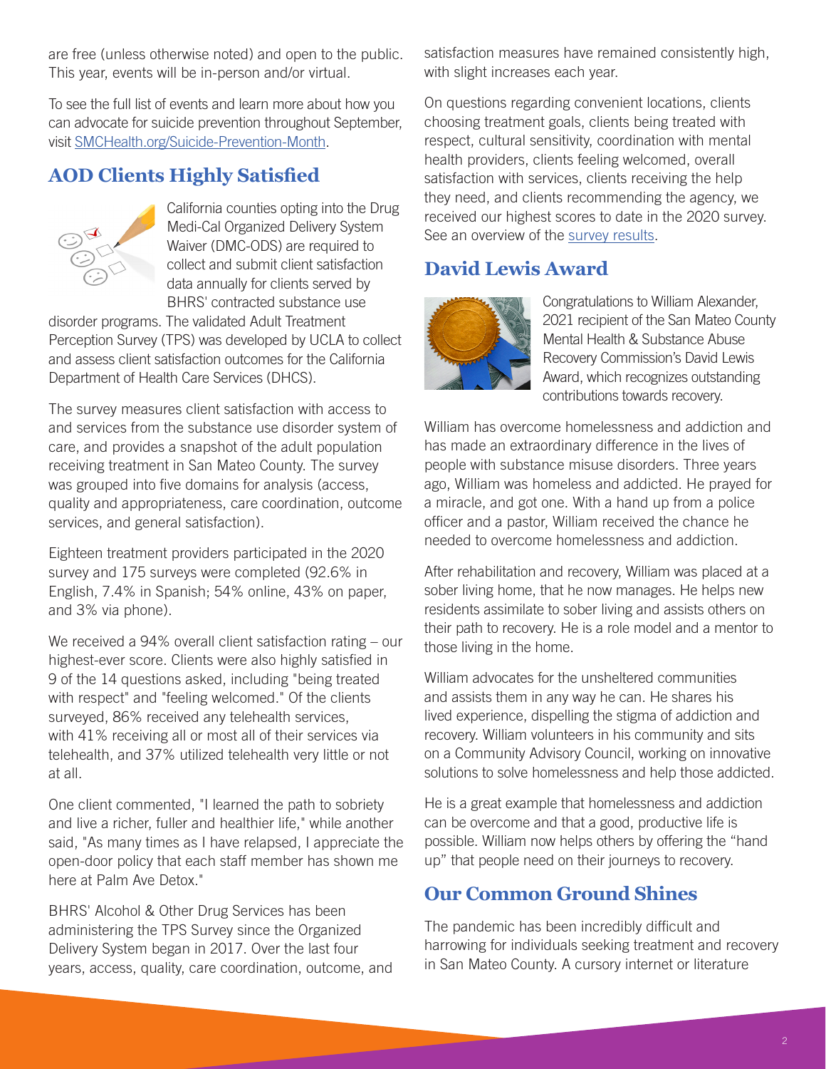are free (unless otherwise noted) and open to the public. This year, events will be in-person and/or virtual.

To see the full list of events and learn more about how you can advocate for suicide prevention throughout September, visit [SMCHealth.org/Suicide-Prevention-Month](SMCHealth.org/Suicide-Prevention-Month).

## AOD Clients Highly Satisfied

California counties opting into the Drug Medi-Cal Organized Delivery System Waiver (DMC-ODS) are required to collect and submit client satisfaction data annually for clients served by BHRS' contracted substance use disorder programs. The validated Adult Treatment Perception Survey (TPS) was developed by UCLA to collect and assess client satisfaction outcomes for the California Department of Health Care Services (DHCS).

The survey measures client satisfaction with access to and services from the substance use disorder system of care, and provides a snapshot of the adult population receiving treatment in San Mateo County. The survey was grouped into five domains for analysis (access, quality and appropriateness, care coordination, outcome services, and general satisfaction).

Eighteen treatment providers participated in the 2020 survey and 175 surveys were completed (92.6% in English, 7.4% in Spanish; 54% online, 43% on paper, and 3% via phone).

We received a 94% overall client satisfaction rating – our highest-ever score. Clients were also highly satisfied in 9 of the 14 questions asked, including "being treated with respect" and "feeling welcomed." Of the clients surveyed, 86% received any telehealth services, with 41% receiving all or most all of their services via telehealth, and 37% utilized telehealth very little or not at all.

One client commented, "I learned the path to sobriety and live a richer, fuller and healthier life," while another said, "As many times as I have relapsed, I appreciate the open-door policy that each staff member has shown me here at Palm Ave Detox."

BHRS' Alcohol & Other Drug Services has been administering the TPS Survey since the Organized Delivery System began in 2017. Over the last four years, access, quality, care coordination, outcome, and satisfaction measures have remained consistently high, with slight increases each year.

On questions regarding convenient locations, clients choosing treatment goals, clients being treated with respect, cultural sensitivity, coordination with mental health providers, clients feeling welcomed, overall satisfaction with services, clients receiving the help they need, and clients recommending the agency, we received our highest scores to date in the 2020 survey. See an overview of the [survey results](survey results).

## David Lewis Award

Congratulations to William Alexander, 2021 recipient of the San Mateo County Mental Health & Substance Abuse Recovery Commission's David Lewis Award, which recognizes outstanding contributions towards recovery.

William has overcome homelessness and addiction and has made an extraordinary difference in the lives of people with substance misuse disorders. Three years ago, William was homeless and addicted. He prayed for a miracle, and got one. With a hand up from a police officer and a pastor, William received the chance he needed to overcome homelessness and addiction.

After rehabilitation and recovery, William was placed at a sober living home, that he now manages. He helps new residents assimilate to sober living and assists others on their path to recovery. He is a role model and a mentor to those living in the home.

William advocates for the unsheltered communities and assists them in any way he can. He shares his lived experience, dispelling the stigma of addiction and recovery. William volunteers in his community and sits on a Community Advisory Council, working on innovative solutions to solve homelessness and help those addicted.

He is a great example that homelessness and addiction can be overcome and that a good, productive life is possible. William now helps others by offering the "hand up" that people need on their journeys to recovery.

## Our Common Ground Shines

The pandemic has been incredibly difficult and harrowing for individuals seeking treatment and recovery in San Mateo County. A cursory internet or literature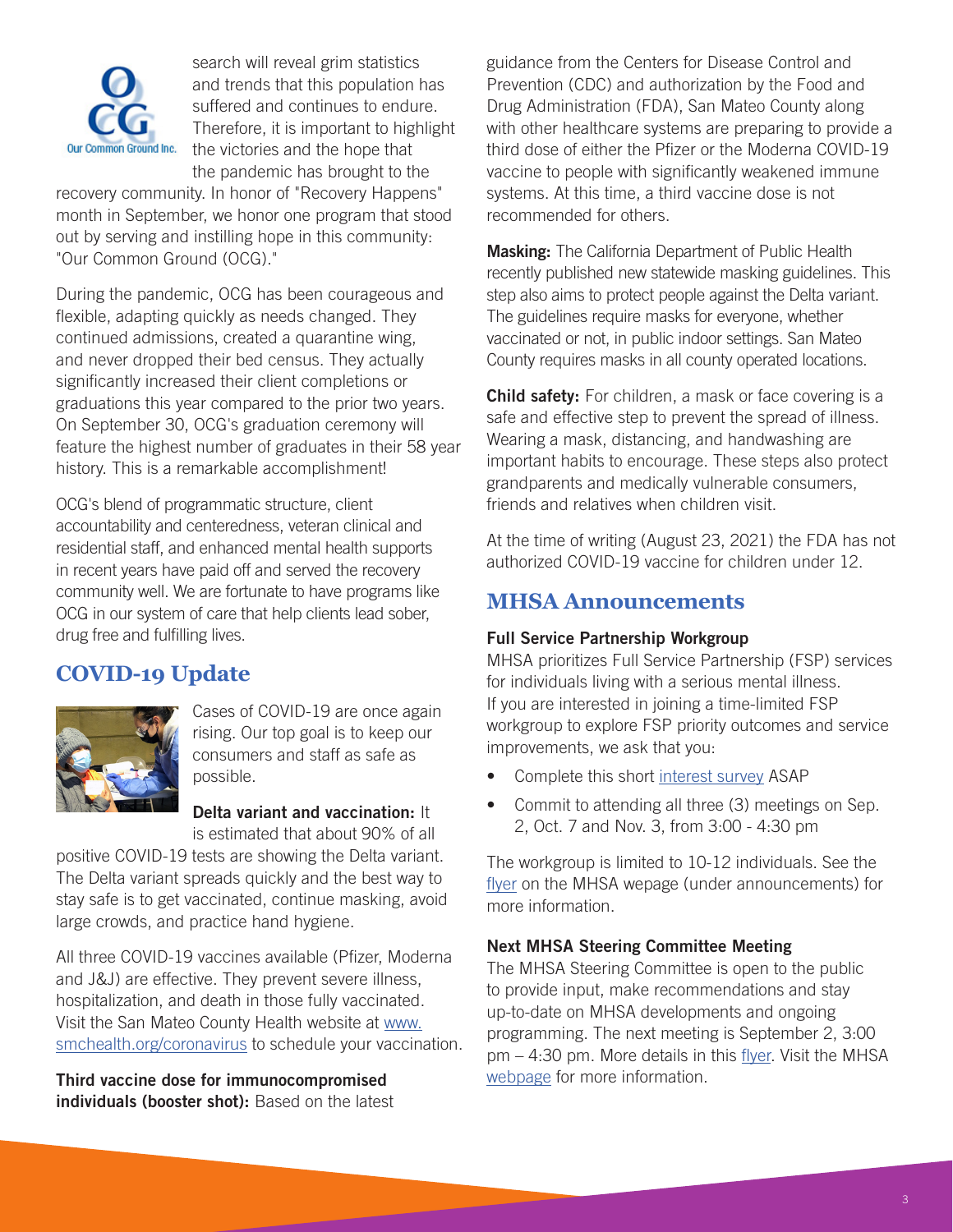search will reveal grim statistics and trends that this population has suffered and continues to endure. Therefore, it is important to highlight the victories and the hope that the pandemic has brought to the recovery community. In honor of "Recovery Happens" month in September, we honor one program that stood out by serving and instilling hope in this community: "Our Common Ground (OCG)."

During the pandemic, OCG has been courageous and flexible, adapting quickly as needs changed. They continued admissions, created a quarantine wing, and never dropped their bed census. They actually significantly increased their client completions or graduations this year compared to the prior two years. On September 30, OCG's graduation ceremony will feature the highest number of graduates in their 58 year history. This is a remarkable accomplishment!

OCG's blend of programmatic structure, client accountability and centeredness, veteran clinical and residential staff, and enhanced mental health supports in recent years have paid off and served the recovery community well. We are fortunate to have programs like OCG in our system of care that help clients lead sober, drug free and fulfilling lives.

## COVID-19 Update

Cases of COVID-19 are once again rising. Our top goal is to keep our consumers and staff as safe as possible.

**Delta variant and vaccination:** It is estimated that about 90% of all positive COVID-19 tests are showing the Delta variant. The Delta variant spreads quickly and the best way to stay safe is to get vaccinated, continue masking, avoid large crowds, and practice hand hygiene.

All three COVID-19 vaccines available (Pfizer, Moderna and J&J) are effective. They prevent severe illness, hospitalization, and death in those fully vaccinated. Visit the San Mateo County Health website at [www.smchealth.org/coronavirus](www.smchealth.org/coronavirus) to schedule your vaccination.

**Third vaccine dose for immunocompromised individuals (booster shot):** Based on the latest guidance from the Centers for Disease Control and Prevention (CDC) and authorization by the Food and Drug Administration (FDA), San Mateo County along with other healthcare systems are preparing to provide a third dose of either the Pfizer or the Moderna COVID-19 vaccine to people with significantly weakened immune systems. At this time, a third vaccine dose is not recommended for others.

**Masking:** The California Department of Public Health recently published new statewide masking guidelines. This step also aims to protect people against the Delta variant. The guidelines require masks for everyone, whether vaccinated or not, in public indoor settings. San Mateo County requires masks in all county operated locations.

**Child safety:** For children, a mask or face covering is a safe and effective step to prevent the spread of illness. Wearing a mask, distancing, and handwashing are important habits to encourage. These steps also protect grandparents and medically vulnerable consumers, friends and relatives when children visit.

At the time of writing (August 23, 2021) the FDA has not authorized COVID-19 vaccine for children under 12.

## MHSA Announcements

### Full Service Partnership Workgroup

MHSA prioritizes Full Service Partnership (FSP) services for individuals living with a serious mental illness. If you are interested in joining a time-limited FSP workgroup to explore FSP priority outcomes and service improvements, we ask that you:

- Complete this short interest survey ASAP
- Commit to attending all three (3) meetings on Sep. 2, Oct. 7 and Nov. 3, from 3:00 - 4:30 pm

The workgroup is limited to 10-12 individuals. See the flyer on the MHSA wepage (under announcements) for more information.

### Next MHSA Steering Committee Meeting

The MHSA Steering Committee is open to the public to provide input, make recommendations and stay up-to-date on MHSA developments and ongoing programming. The next meeting is September 2, 3:00 pm – 4:30 pm. More details in this flyer. Visit the MHSA webpage for more information.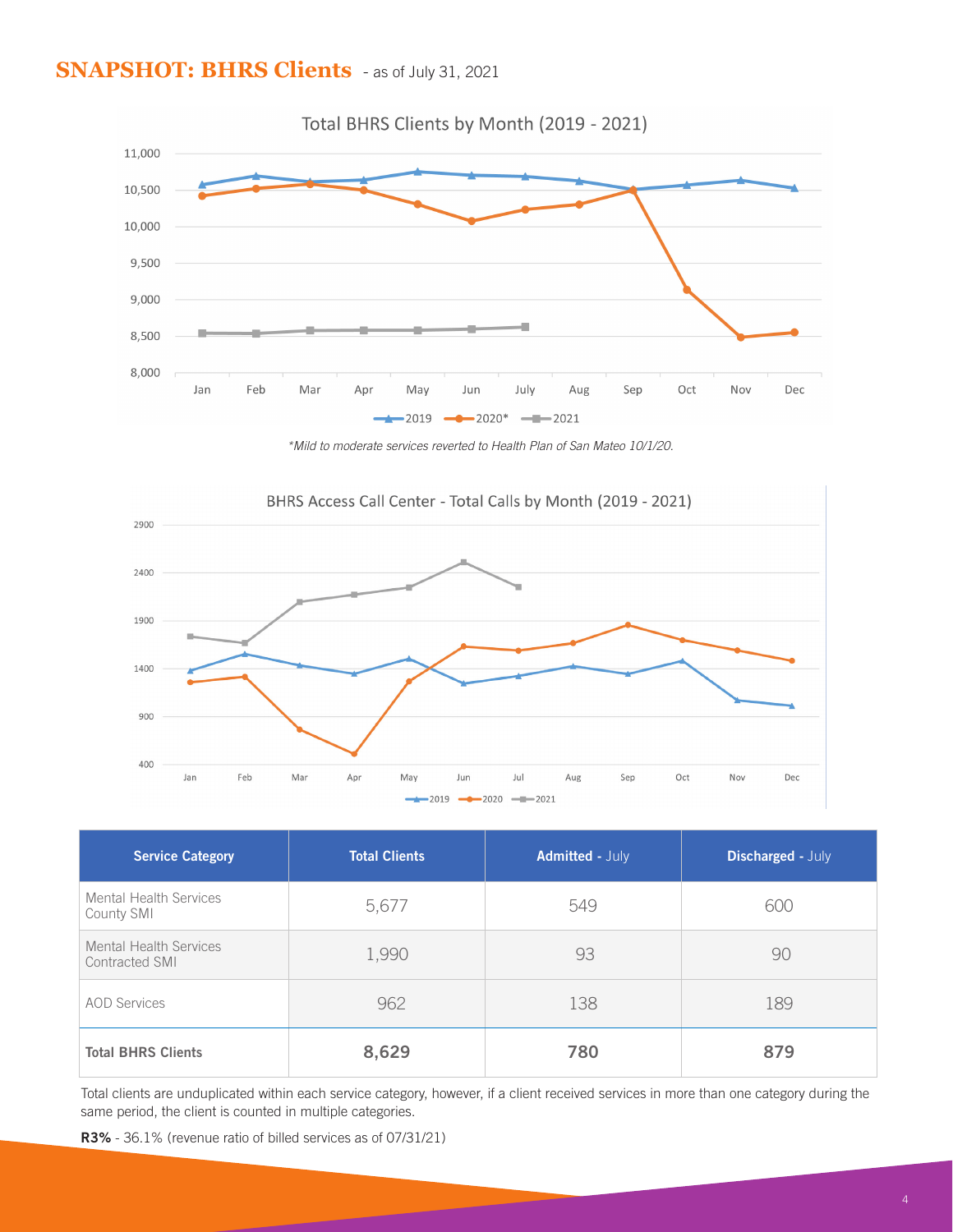## **SNAPSHOT: BHRS Clients** - as of July 31, 2021

Total BHRS Clients by Month (2019 - 2021)

11,000
10,500
10,000
9,500
9,000
8,500
8,000

Jan Feb Mar Apr May Jun July Aug Sep Oct Nov Dec

2019 2020* 2021

*Mild to moderate services reverted to Health Plan of San Mateo 10/1/20.*

BHRS Access Call Center - Total Calls by Month (2019 - 2021)

2900
2400
1900
1400
900
400

Jan Feb Mar Apr May Jun Jul Aug Sep Oct Nov Dec

2019 2020 2021

| Service Category | Total Clients | Admitted - July | Discharged - July |
|---|---|---|---|
| Mental Health Services County SMI | 5,677 | 549 | 600 |
| Mental Health Services Contracted SMI | 1,990 | 93 | 90 |
| AOD Services | 962 | 138 | 189 |
| **Total BHRS Clients** | **8,629** | **780** | **879** |

Total clients are unduplicated within each service category, however, if a client received services in more than one category during the same period, the client is counted in multiple categories.

**R3%** - 36.1% (revenue ratio of billed services as of 07/31/21)